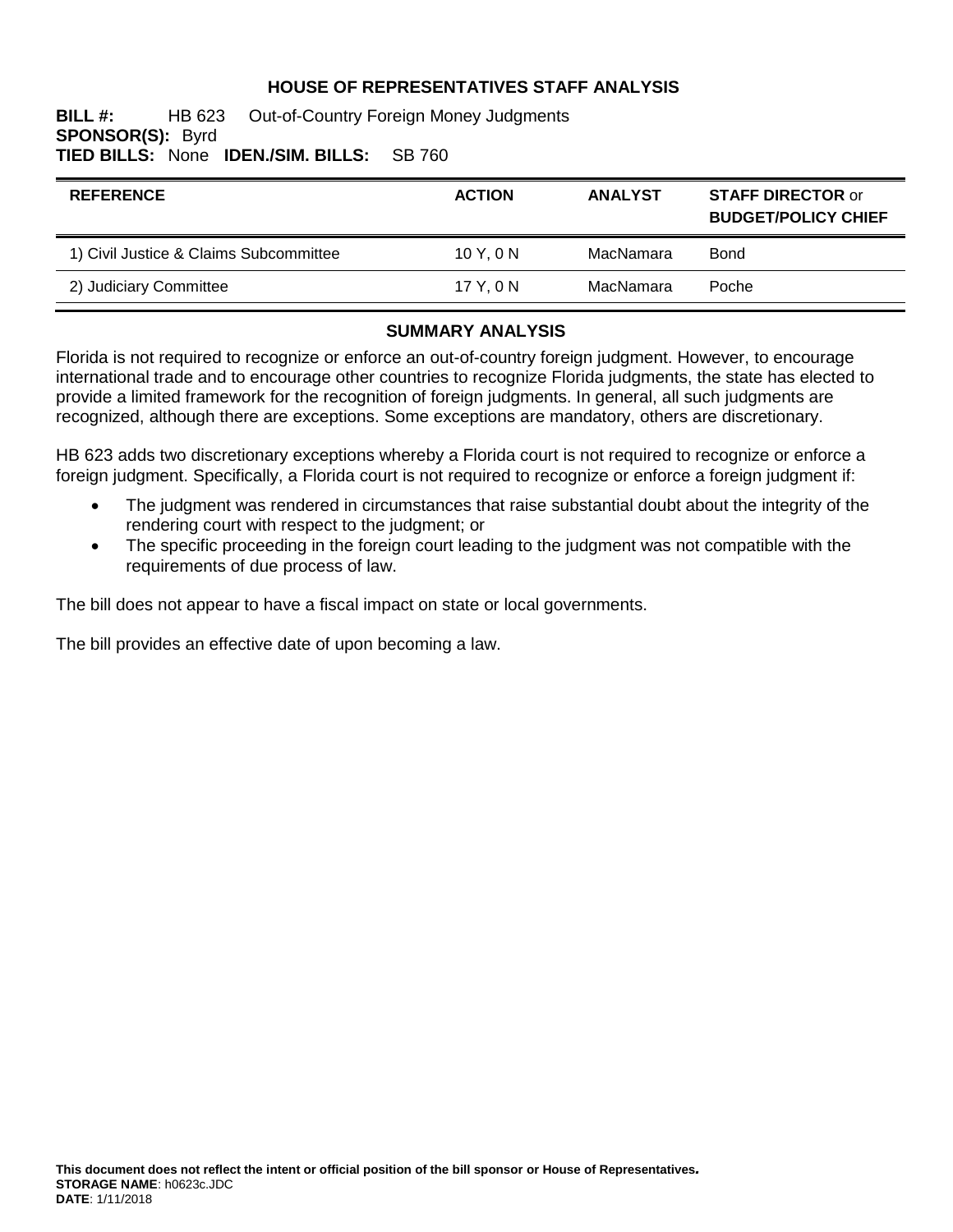# HOUSE OF REPRESENTATIVES STAFF ANALYSIS

**BILL #:** HB 623 Out-of-Country Foreign Money Judgments
**SPONSOR(S):** Byrd
**TIED BILLS:** None **IDEN./SIM. BILLS:** SB 760

| REFERENCE | ACTION | ANALYST | STAFF DIRECTOR or BUDGET/POLICY CHIEF |
|---|---|---|---|
| 1) Civil Justice & Claims Subcommittee | 10 Y, 0 N | MacNamara | Bond |
| 2) Judiciary Committee | 17 Y, 0 N | MacNamara | Poche |

## SUMMARY ANALYSIS

Florida is not required to recognize or enforce an out-of-country foreign judgment. However, to encourage international trade and to encourage other countries to recognize Florida judgments, the state has elected to provide a limited framework for the recognition of foreign judgments. In general, all such judgments are recognized, although there are exceptions. Some exceptions are mandatory, others are discretionary.

HB 623 adds two discretionary exceptions whereby a Florida court is not required to recognize or enforce a foreign judgment. Specifically, a Florida court is not required to recognize or enforce a foreign judgment if:

- The judgment was rendered in circumstances that raise substantial doubt about the integrity of the rendering court with respect to the judgment; or
- The specific proceeding in the foreign court leading to the judgment was not compatible with the requirements of due process of law.

The bill does not appear to have a fiscal impact on state or local governments.

The bill provides an effective date of upon becoming a law.

**This document does not reflect the intent or official position of the bill sponsor or House of Representatives.**
**STORAGE NAME**: h0623c.JDC
**DATE**: 1/11/2018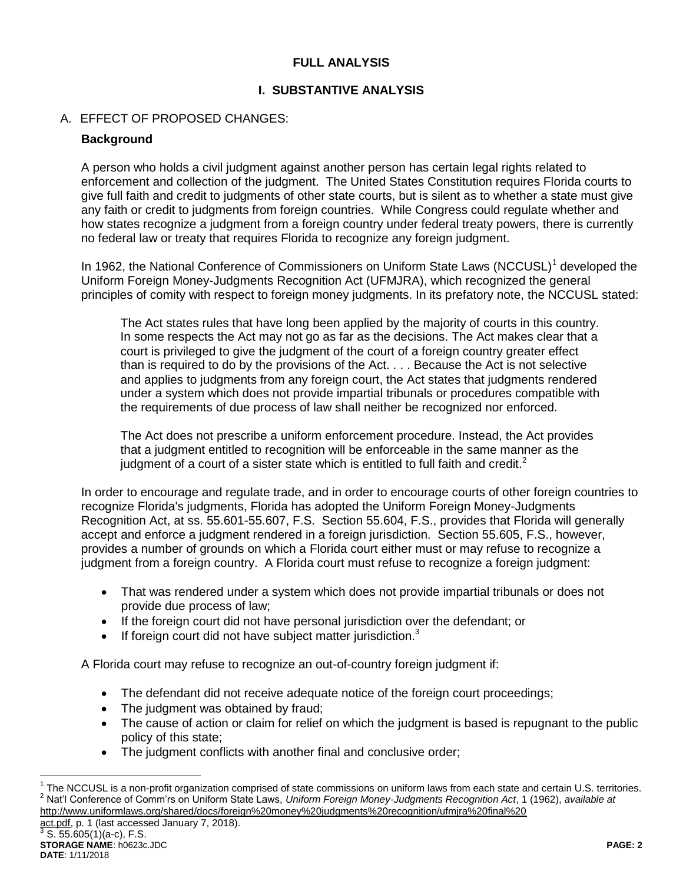# FULL ANALYSIS

## I. SUBSTANTIVE ANALYSIS

### A. EFFECT OF PROPOSED CHANGES:

**Background**

A person who holds a civil judgment against another person has certain legal rights related to enforcement and collection of the judgment. The United States Constitution requires Florida courts to give full faith and credit to judgments of other state courts, but is silent as to whether a state must give any faith or credit to judgments from foreign countries. While Congress could regulate whether and how states recognize a judgment from a foreign country under federal treaty powers, there is currently no federal law or treaty that requires Florida to recognize any foreign judgment.

In 1962, the National Conference of Commissioners on Uniform State Laws (NCCUSL)[1] developed the Uniform Foreign Money-Judgments Recognition Act (UFMJRA), which recognized the general principles of comity with respect to foreign money judgments. In its prefatory note, the NCCUSL stated:

> The Act states rules that have long been applied by the majority of courts in this country. In some respects the Act may not go as far as the decisions. The Act makes clear that a court is privileged to give the judgment of the court of a foreign country greater effect than is required to do by the provisions of the Act. . . . Because the Act is not selective and applies to judgments from any foreign court, the Act states that judgments rendered under a system which does not provide impartial tribunals or procedures compatible with the requirements of due process of law shall neither be recognized nor enforced.
>
> The Act does not prescribe a uniform enforcement procedure. Instead, the Act provides that a judgment entitled to recognition will be enforceable in the same manner as the judgment of a court of a sister state which is entitled to full faith and credit.[2]

In order to encourage and regulate trade, and in order to encourage courts of other foreign countries to recognize Florida's judgments, Florida has adopted the Uniform Foreign Money-Judgments Recognition Act, at ss. 55.601-55.607, F.S. Section 55.604, F.S., provides that Florida will generally accept and enforce a judgment rendered in a foreign jurisdiction. Section 55.605, F.S., however, provides a number of grounds on which a Florida court either must or may refuse to recognize a judgment from a foreign country. A Florida court must refuse to recognize a foreign judgment:

- That was rendered under a system which does not provide impartial tribunals or does not provide due process of law;
- If the foreign court did not have personal jurisdiction over the defendant; or
- If foreign court did not have subject matter jurisdiction.[3]

A Florida court may refuse to recognize an out-of-country foreign judgment if:

- The defendant did not receive adequate notice of the foreign court proceedings;
- The judgment was obtained by fraud;
- The cause of action or claim for relief on which the judgment is based is repugnant to the public policy of this state;
- The judgment conflicts with another final and conclusive order;

---

[1] The NCCUSL is a non-profit organization comprised of state commissions on uniform laws from each state and certain U.S. territories.

[2] Nat'l Conference of Comm'rs on Uniform State Laws, *Uniform Foreign Money-Judgments Recognition Act*, 1 (1962), *available at* http://www.uniformlaws.org/shared/docs/foreign%20money%20judgments%20recognition/ufmjra%20final%20act.pdf, p. 1 (last accessed January 7, 2018).

[3] S. 55.605(1)(a-c), F.S.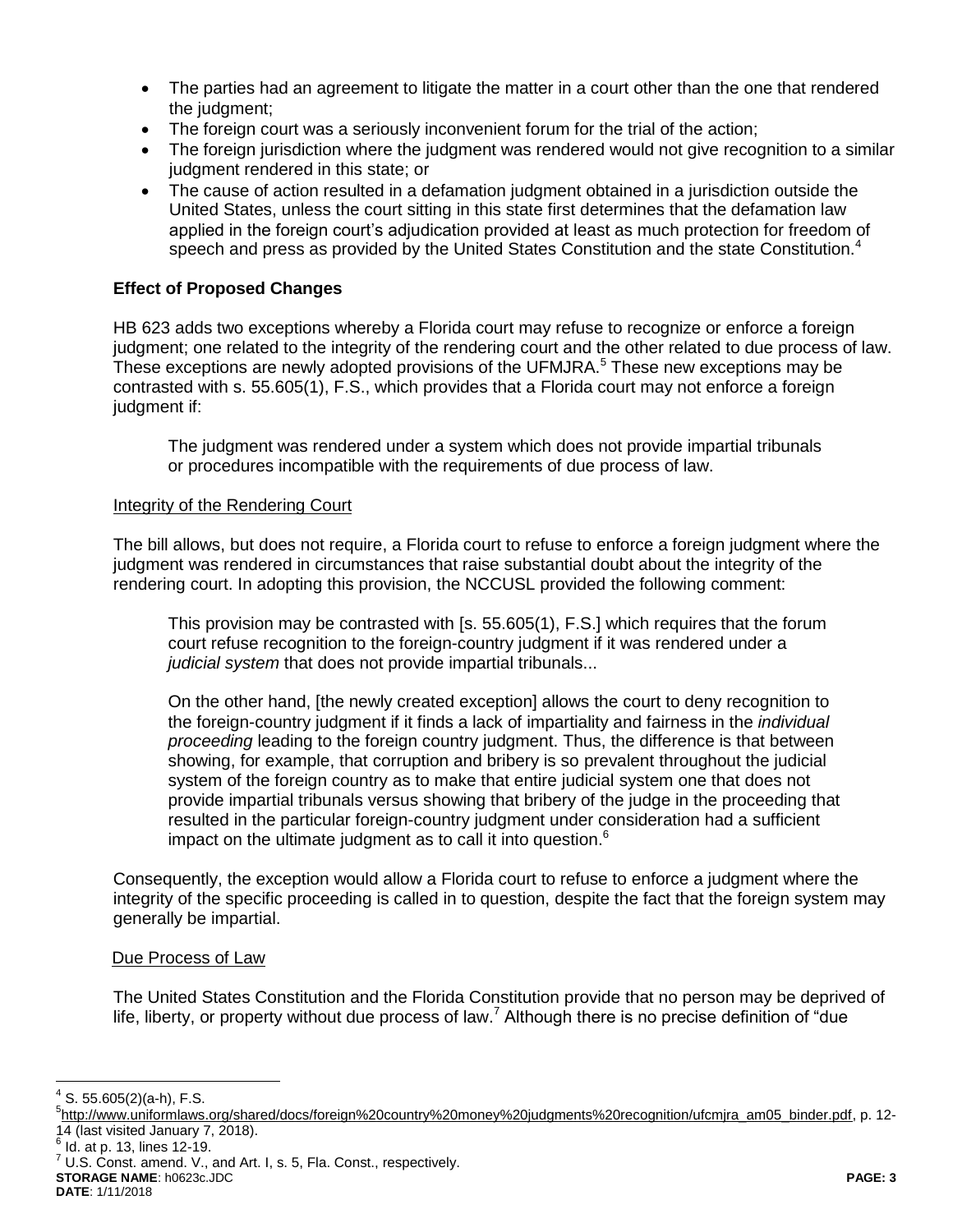- The parties had an agreement to litigate the matter in a court other than the one that rendered the judgment;
- The foreign court was a seriously inconvenient forum for the trial of the action;
- The foreign jurisdiction where the judgment was rendered would not give recognition to a similar judgment rendered in this state; or
- The cause of action resulted in a defamation judgment obtained in a jurisdiction outside the United States, unless the court sitting in this state first determines that the defamation law applied in the foreign court's adjudication provided at least as much protection for freedom of speech and press as provided by the United States Constitution and the state Constitution.[4]

**Effect of Proposed Changes**

HB 623 adds two exceptions whereby a Florida court may refuse to recognize or enforce a foreign judgment; one related to the integrity of the rendering court and the other related to due process of law. These exceptions are newly adopted provisions of the UFMJRA.[5] These new exceptions may be contrasted with s. 55.605(1), F.S., which provides that a Florida court may not enforce a foreign judgment if:

> The judgment was rendered under a system which does not provide impartial tribunals or procedures incompatible with the requirements of due process of law.

Integrity of the Rendering Court

The bill allows, but does not require, a Florida court to refuse to enforce a foreign judgment where the judgment was rendered in circumstances that raise substantial doubt about the integrity of the rendering court. In adopting this provision, the NCCUSL provided the following comment:

> This provision may be contrasted with [s. 55.605(1), F.S.] which requires that the forum court refuse recognition to the foreign-country judgment if it was rendered under a *judicial system* that does not provide impartial tribunals...
>
> On the other hand, [the newly created exception] allows the court to deny recognition to the foreign-country judgment if it finds a lack of impartiality and fairness in the *individual proceeding* leading to the foreign country judgment. Thus, the difference is that between showing, for example, that corruption and bribery is so prevalent throughout the judicial system of the foreign country as to make that entire judicial system one that does not provide impartial tribunals versus showing that bribery of the judge in the proceeding that resulted in the particular foreign-country judgment under consideration had a sufficient impact on the ultimate judgment as to call it into question.[6]

Consequently, the exception would allow a Florida court to refuse to enforce a judgment where the integrity of the specific proceeding is called in to question, despite the fact that the foreign system may generally be impartial.

Due Process of Law

The United States Constitution and the Florida Constitution provide that no person may be deprived of life, liberty, or property without due process of law.[7] Although there is no precise definition of "due

---

[4] S. 55.605(2)(a-h), F.S.

[5] http://www.uniformlaws.org/shared/docs/foreign%20country%20money%20judgments%20recognition/ufcmjra_am05_binder.pdf, p. 12-14 (last visited January 7, 2018).

[6] Id. at p. 13, lines 12-19.

[7] U.S. Const. amend. V., and Art. I, s. 5, Fla. Const., respectively.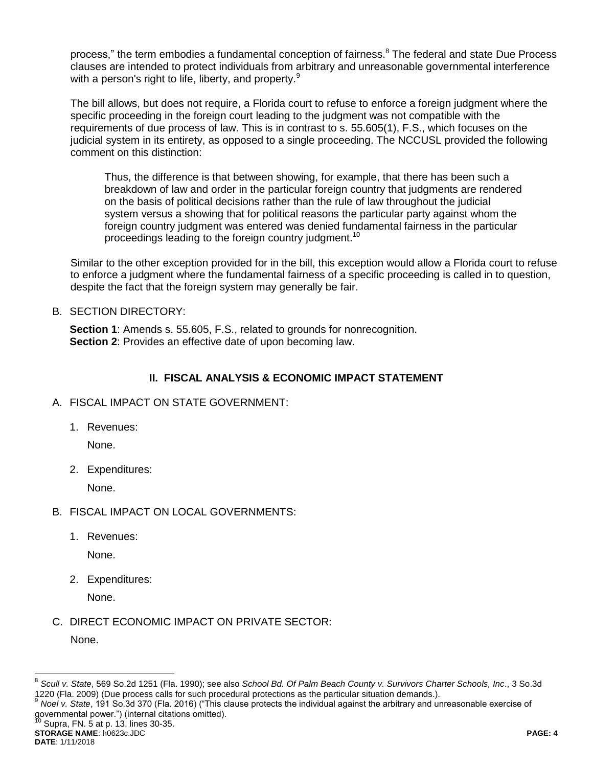process," the term embodies a fundamental conception of fairness.[8] The federal and state Due Process clauses are intended to protect individuals from arbitrary and unreasonable governmental interference with a person's right to life, liberty, and property.[9]

The bill allows, but does not require, a Florida court to refuse to enforce a foreign judgment where the specific proceeding in the foreign court leading to the judgment was not compatible with the requirements of due process of law. This is in contrast to s. 55.605(1), F.S., which focuses on the judicial system in its entirety, as opposed to a single proceeding. The NCCUSL provided the following comment on this distinction:

> Thus, the difference is that between showing, for example, that there has been such a breakdown of law and order in the particular foreign country that judgments are rendered on the basis of political decisions rather than the rule of law throughout the judicial system versus a showing that for political reasons the particular party against whom the foreign country judgment was entered was denied fundamental fairness in the particular proceedings leading to the foreign country judgment.[10]

Similar to the other exception provided for in the bill, this exception would allow a Florida court to refuse to enforce a judgment where the fundamental fairness of a specific proceeding is called in to question, despite the fact that the foreign system may generally be fair.

B. SECTION DIRECTORY:

**Section 1**: Amends s. 55.605, F.S., related to grounds for nonrecognition.
**Section 2**: Provides an effective date of upon becoming law.

## II. FISCAL ANALYSIS & ECONOMIC IMPACT STATEMENT

A. FISCAL IMPACT ON STATE GOVERNMENT:

1. Revenues:

   None.

2. Expenditures:

   None.

B. FISCAL IMPACT ON LOCAL GOVERNMENTS:

1. Revenues:

   None.

2. Expenditures:

   None.

C. DIRECT ECONOMIC IMPACT ON PRIVATE SECTOR:

None.

---

[8] *Scull v. State*, 569 So.2d 1251 (Fla. 1990); see also *School Bd. Of Palm Beach County v. Survivors Charter Schools, Inc*., 3 So.3d 1220 (Fla. 2009) (Due process calls for such procedural protections as the particular situation demands.).

[9] *Noel v. State*, 191 So.3d 370 (Fla. 2016) ("This clause protects the individual against the arbitrary and unreasonable exercise of governmental power.") (internal citations omitted).

[10] Supra, FN. 5 at p. 13, lines 30-35.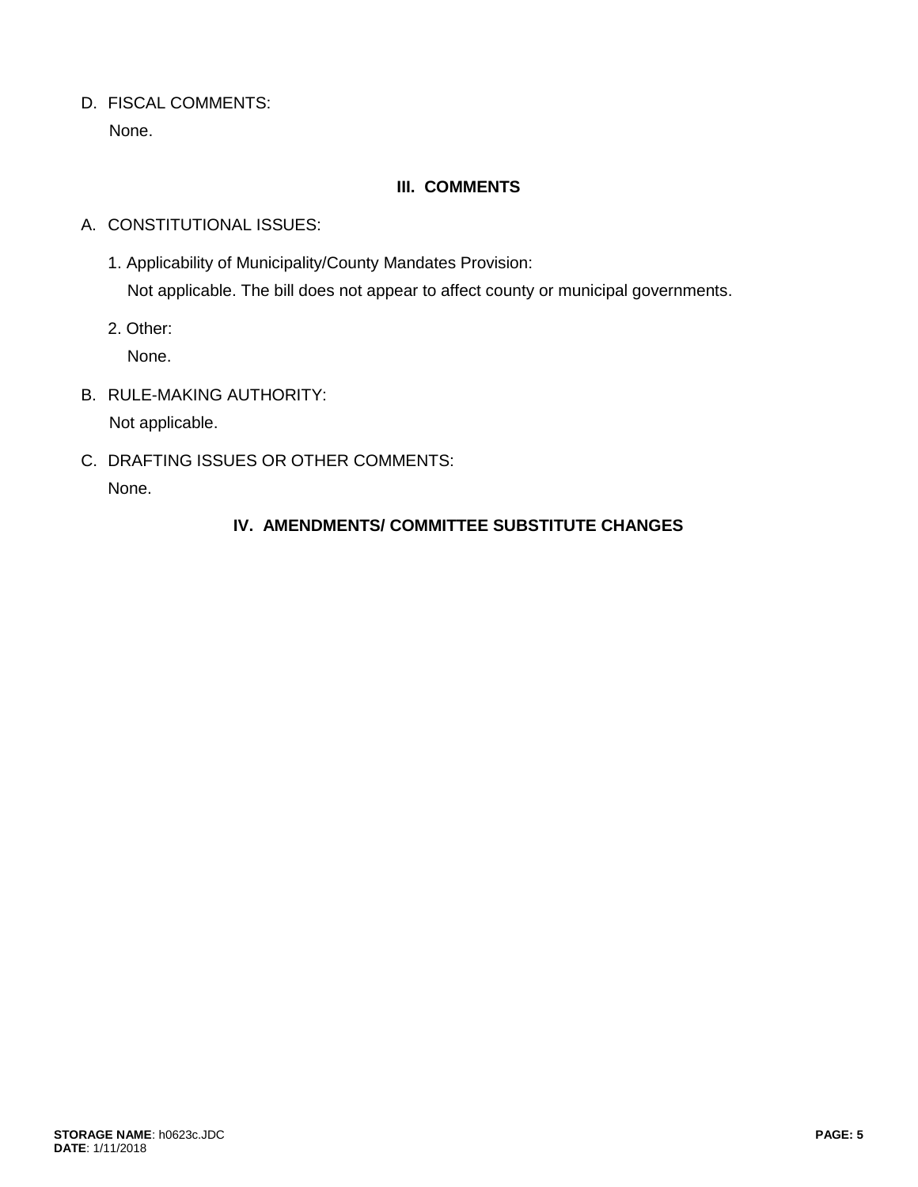D. FISCAL COMMENTS:

None.

## III. COMMENTS

A. CONSTITUTIONAL ISSUES:

1. Applicability of Municipality/County Mandates Provision:

   Not applicable. The bill does not appear to affect county or municipal governments.

2. Other:

   None.

B. RULE-MAKING AUTHORITY:

Not applicable.

C. DRAFTING ISSUES OR OTHER COMMENTS:

None.

## IV. AMENDMENTS/ COMMITTEE SUBSTITUTE CHANGES